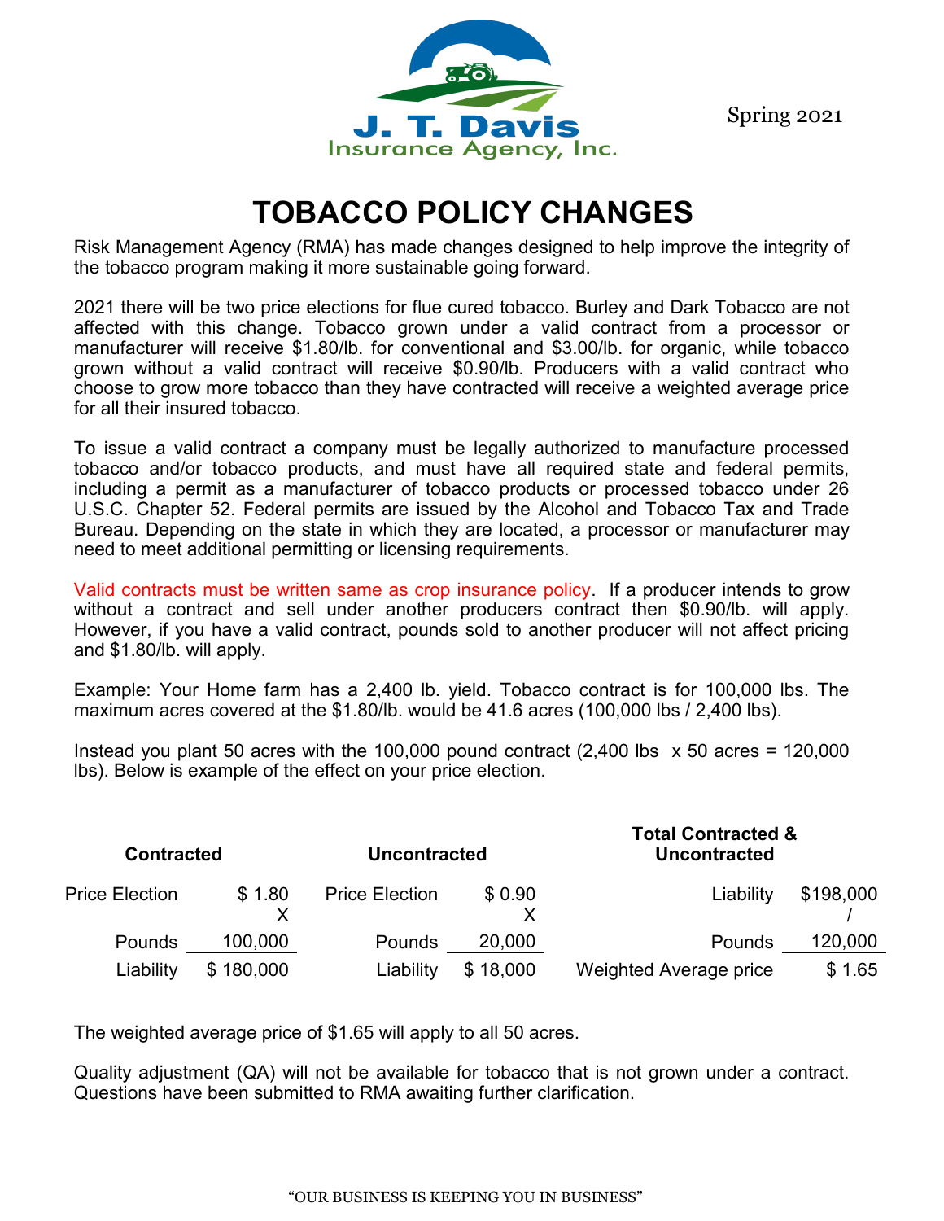J. T. Davis
Insurance Agency, Inc.

Spring 2021

# TOBACCO POLICY CHANGES

Risk Management Agency (RMA) has made changes designed to help improve the integrity of the tobacco program making it more sustainable going forward.

2021 there will be two price elections for flue cured tobacco. Burley and Dark Tobacco are not affected with this change. Tobacco grown under a valid contract from a processor or manufacturer will receive $1.80/lb. for conventional and $3.00/lb. for organic, while tobacco grown without a valid contract will receive $0.90/lb. Producers with a valid contract who choose to grow more tobacco than they have contracted will receive a weighted average price for all their insured tobacco.

To issue a valid contract a company must be legally authorized to manufacture processed tobacco and/or tobacco products, and must have all required state and federal permits, including a permit as a manufacturer of tobacco products or processed tobacco under 26 U.S.C. Chapter 52. Federal permits are issued by the Alcohol and Tobacco Tax and Trade Bureau. Depending on the state in which they are located, a processor or manufacturer may need to meet additional permitting or licensing requirements.

Valid contracts must be written same as crop insurance policy. If a producer intends to grow without a contract and sell under another producers contract then $0.90/lb. will apply. However, if you have a valid contract, pounds sold to another producer will not affect pricing and $1.80/lb. will apply.

Example: Your Home farm has a 2,400 lb. yield. Tobacco contract is for 100,000 lbs. The maximum acres covered at the $1.80/lb. would be 41.6 acres (100,000 lbs / 2,400 lbs).

Instead you plant 50 acres with the 100,000 pound contract (2,400 lbs x 50 acres = 120,000 lbs). Below is example of the effect on your price election.

| **Contracted** | | **Uncontracted** | | **Total Contracted & Uncontracted** | |
|---|---|---|---|---|---|
| Price Election | $ 1.80 X | Price Election | $ 0.90 X | Liability | $198,000 / |
| Pounds | 100,000 | Pounds | 20,000 | Pounds | 120,000 |
| Liability | $ 180,000 | Liability | $ 18,000 | Weighted Average price | $ 1.65 |

The weighted average price of $1.65 will apply to all 50 acres.

Quality adjustment (QA) will not be available for tobacco that is not grown under a contract. Questions have been submitted to RMA awaiting further clarification.

"OUR BUSINESS IS KEEPING YOU IN BUSINESS"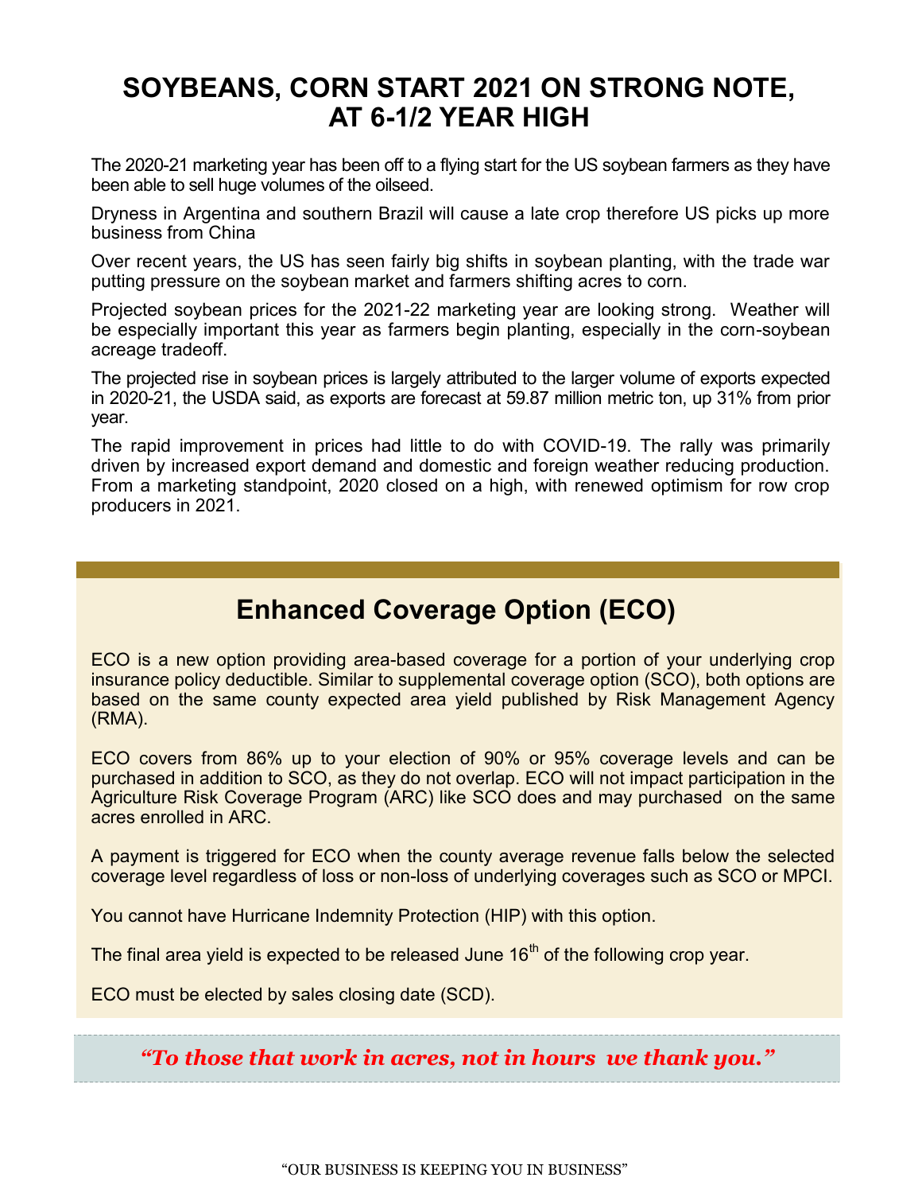# SOYBEANS, CORN START 2021 ON STRONG NOTE, AT 6-1/2 YEAR HIGH

The 2020-21 marketing year has been off to a flying start for the US soybean farmers as they have been able to sell huge volumes of the oilseed.

Dryness in Argentina and southern Brazil will cause a late crop therefore US picks up more business from China

Over recent years, the US has seen fairly big shifts in soybean planting, with the trade war putting pressure on the soybean market and farmers shifting acres to corn.

Projected soybean prices for the 2021-22 marketing year are looking strong. Weather will be especially important this year as farmers begin planting, especially in the corn-soybean acreage tradeoff.

The projected rise in soybean prices is largely attributed to the larger volume of exports expected in 2020-21, the USDA said, as exports are forecast at 59.87 million metric ton, up 31% from prior year.

The rapid improvement in prices had little to do with COVID-19. The rally was primarily driven by increased export demand and domestic and foreign weather reducing production. From a marketing standpoint, 2020 closed on a high, with renewed optimism for row crop producers in 2021.

## Enhanced Coverage Option (ECO)

ECO is a new option providing area-based coverage for a portion of your underlying crop insurance policy deductible. Similar to supplemental coverage option (SCO), both options are based on the same county expected area yield published by Risk Management Agency (RMA).

ECO covers from 86% up to your election of 90% or 95% coverage levels and can be purchased in addition to SCO, as they do not overlap. ECO will not impact participation in the Agriculture Risk Coverage Program (ARC) like SCO does and may purchased on the same acres enrolled in ARC.

A payment is triggered for ECO when the county average revenue falls below the selected coverage level regardless of loss or non-loss of underlying coverages such as SCO or MPCI.

You cannot have Hurricane Indemnity Protection (HIP) with this option.

The final area yield is expected to be released June 16th of the following crop year.

ECO must be elected by sales closing date (SCD).

***"To those that work in acres, not in hours we thank you."***

"OUR BUSINESS IS KEEPING YOU IN BUSINESS"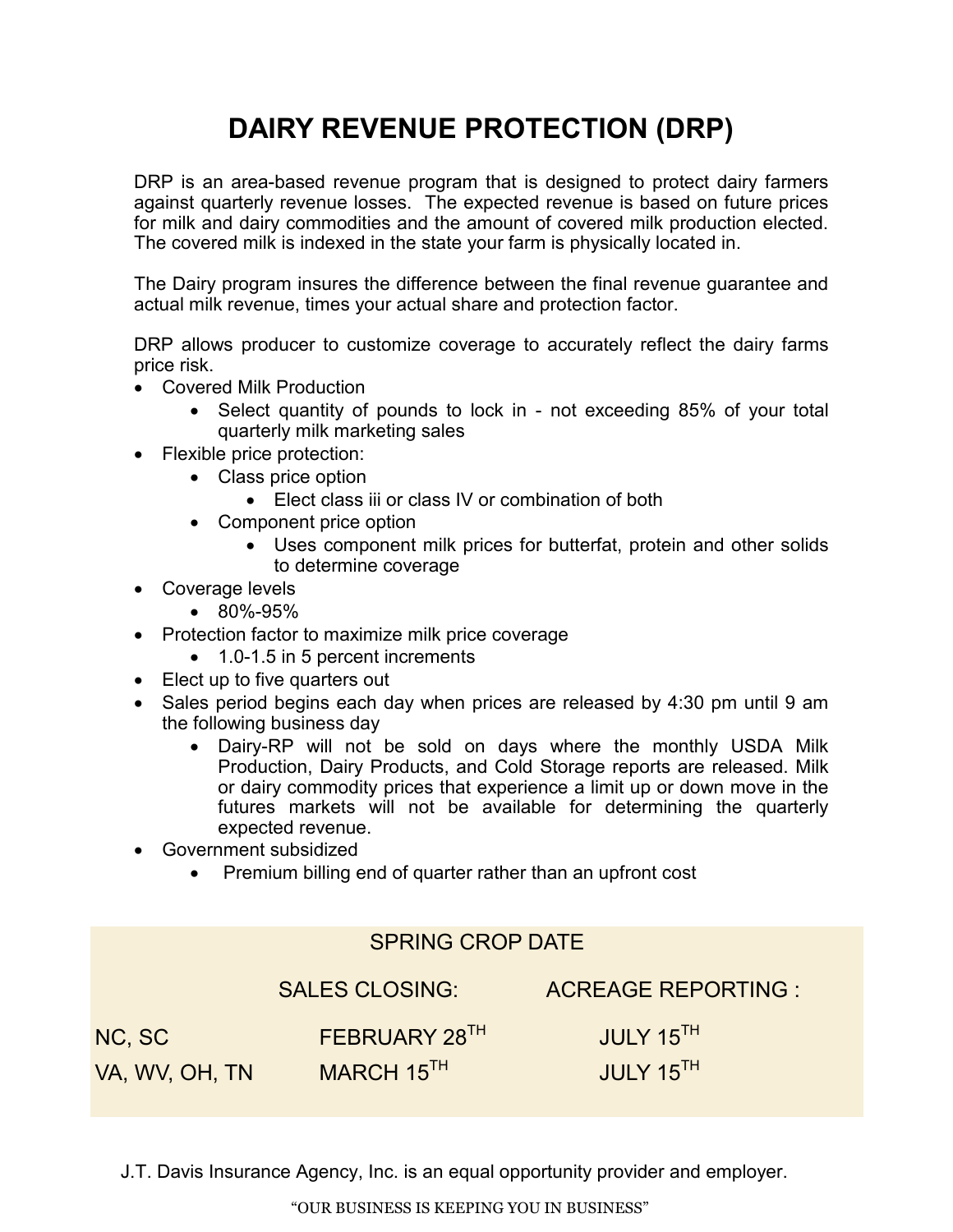# DAIRY REVENUE PROTECTION (DRP)

DRP is an area-based revenue program that is designed to protect dairy farmers against quarterly revenue losses. The expected revenue is based on future prices for milk and dairy commodities and the amount of covered milk production elected. The covered milk is indexed in the state your farm is physically located in.

The Dairy program insures the difference between the final revenue guarantee and actual milk revenue, times your actual share and protection factor.

DRP allows producer to customize coverage to accurately reflect the dairy farms price risk.

- Covered Milk Production
  - Select quantity of pounds to lock in - not exceeding 85% of your total quarterly milk marketing sales
- Flexible price protection:
  - Class price option
    - Elect class iii or class IV or combination of both
  - Component price option
    - Uses component milk prices for butterfat, protein and other solids to determine coverage
- Coverage levels
  - 80%-95%
- Protection factor to maximize milk price coverage
  - 1.0-1.5 in 5 percent increments
- Elect up to five quarters out
- Sales period begins each day when prices are released by 4:30 pm until 9 am the following business day
  - Dairy-RP will not be sold on days where the monthly USDA Milk Production, Dairy Products, and Cold Storage reports are released. Milk or dairy commodity prices that experience a limit up or down move in the futures markets will not be available for determining the quarterly expected revenue.
- Government subsidized
  - Premium billing end of quarter rather than an upfront cost

| SPRING CROP DATE | | |
|---|---|---|
| | SALES CLOSING: | ACREAGE REPORTING : |
| NC, SC | FEBRUARY 28TH | JULY 15TH |
| VA, WV, OH, TN | MARCH 15TH | JULY 15TH |

J.T. Davis Insurance Agency, Inc. is an equal opportunity provider and employer.

"OUR BUSINESS IS KEEPING YOU IN BUSINESS"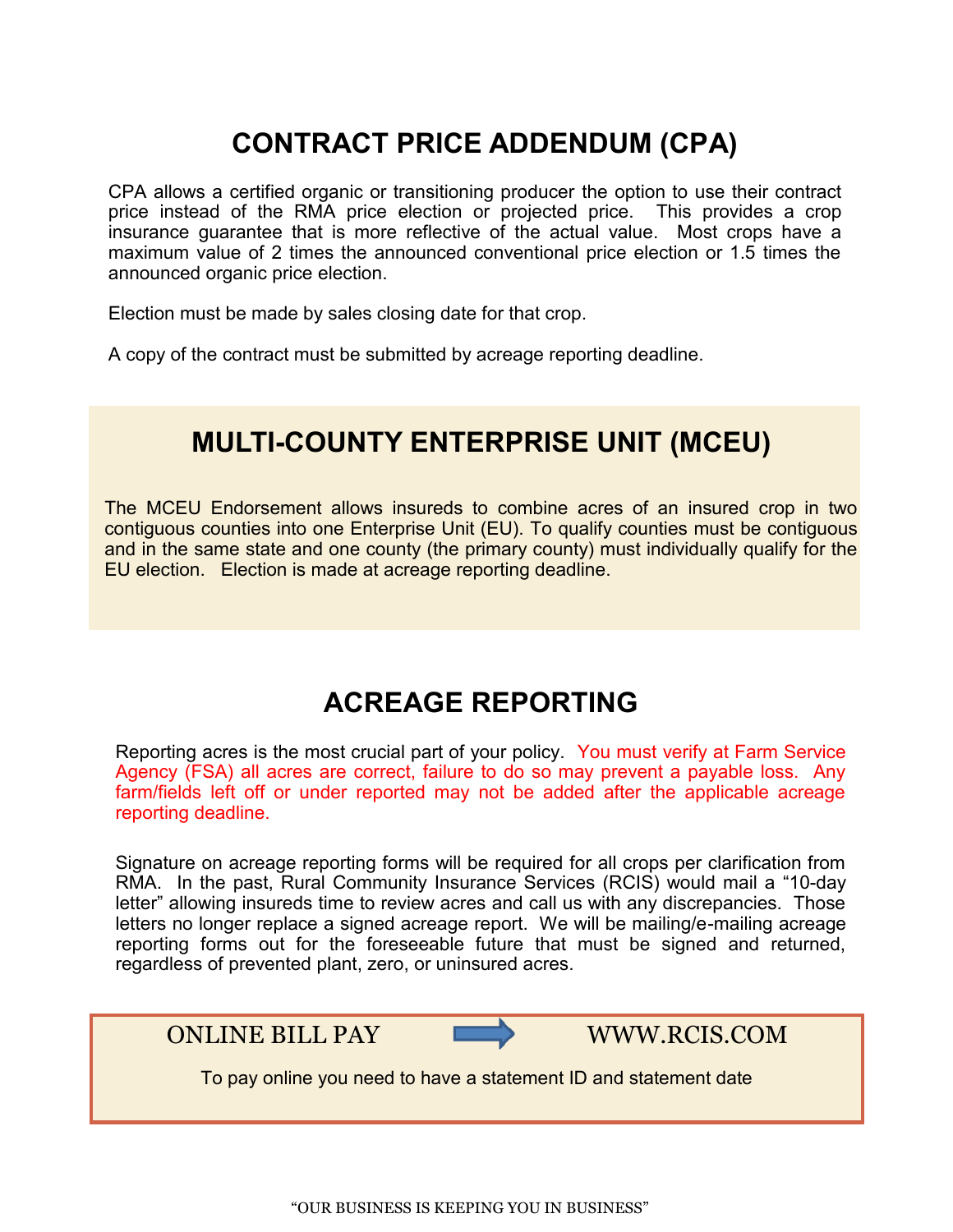## CONTRACT PRICE ADDENDUM (CPA)

CPA allows a certified organic or transitioning producer the option to use their contract price instead of the RMA price election or projected price. This provides a crop insurance guarantee that is more reflective of the actual value. Most crops have a maximum value of 2 times the announced conventional price election or 1.5 times the announced organic price election.

Election must be made by sales closing date for that crop.

A copy of the contract must be submitted by acreage reporting deadline.

## MULTI-COUNTY ENTERPRISE UNIT (MCEU)

The MCEU Endorsement allows insureds to combine acres of an insured crop in two contiguous counties into one Enterprise Unit (EU). To qualify counties must be contiguous and in the same state and one county (the primary county) must individually qualify for the EU election. Election is made at acreage reporting deadline.

## ACREAGE REPORTING

Reporting acres is the most crucial part of your policy. You must verify at Farm Service Agency (FSA) all acres are correct, failure to do so may prevent a payable loss. Any farm/fields left off or under reported may not be added after the applicable acreage reporting deadline.

Signature on acreage reporting forms will be required for all crops per clarification from RMA. In the past, Rural Community Insurance Services (RCIS) would mail a "10-day letter" allowing insureds time to review acres and call us with any discrepancies. Those letters no longer replace a signed acreage report. We will be mailing/e-mailing acreage reporting forms out for the foreseeable future that must be signed and returned, regardless of prevented plant, zero, or uninsured acres.

ONLINE BILL PAY → WWW.RCIS.COM

To pay online you need to have a statement ID and statement date

"OUR BUSINESS IS KEEPING YOU IN BUSINESS"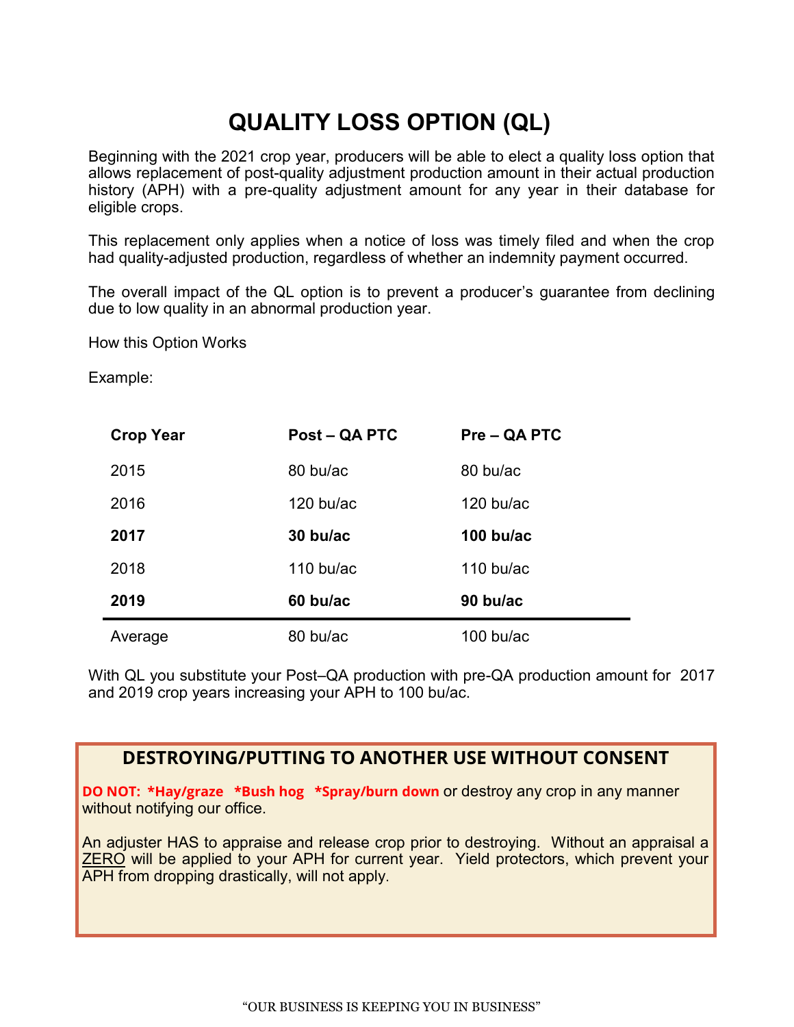# QUALITY LOSS OPTION (QL)

Beginning with the 2021 crop year, producers will be able to elect a quality loss option that allows replacement of post-quality adjustment production amount in their actual production history (APH) with a pre-quality adjustment amount for any year in their database for eligible crops.

This replacement only applies when a notice of loss was timely filed and when the crop had quality-adjusted production, regardless of whether an indemnity payment occurred.

The overall impact of the QL option is to prevent a producer's guarantee from declining due to low quality in an abnormal production year.

How this Option Works

Example:

| Crop Year | Post – QA PTC | Pre – QA PTC |
|---|---|---|
| 2015 | 80 bu/ac | 80 bu/ac |
| 2016 | 120 bu/ac | 120 bu/ac |
| **2017** | **30 bu/ac** | **100 bu/ac** |
| 2018 | 110 bu/ac | 110 bu/ac |
| **2019** | **60 bu/ac** | **90 bu/ac** |
| Average | 80 bu/ac | 100 bu/ac |

With QL you substitute your Post–QA production with pre-QA production amount for 2017 and 2019 crop years increasing your APH to 100 bu/ac.

## DESTROYING/PUTTING TO ANOTHER USE WITHOUT CONSENT

**DO NOT: *Hay/graze *Bush hog *Spray/burn down** or destroy any crop in any manner without notifying our office.

An adjuster HAS to appraise and release crop prior to destroying. Without an appraisal a ZERO will be applied to your APH for current year. Yield protectors, which prevent your APH from dropping drastically, will not apply.

"OUR BUSINESS IS KEEPING YOU IN BUSINESS"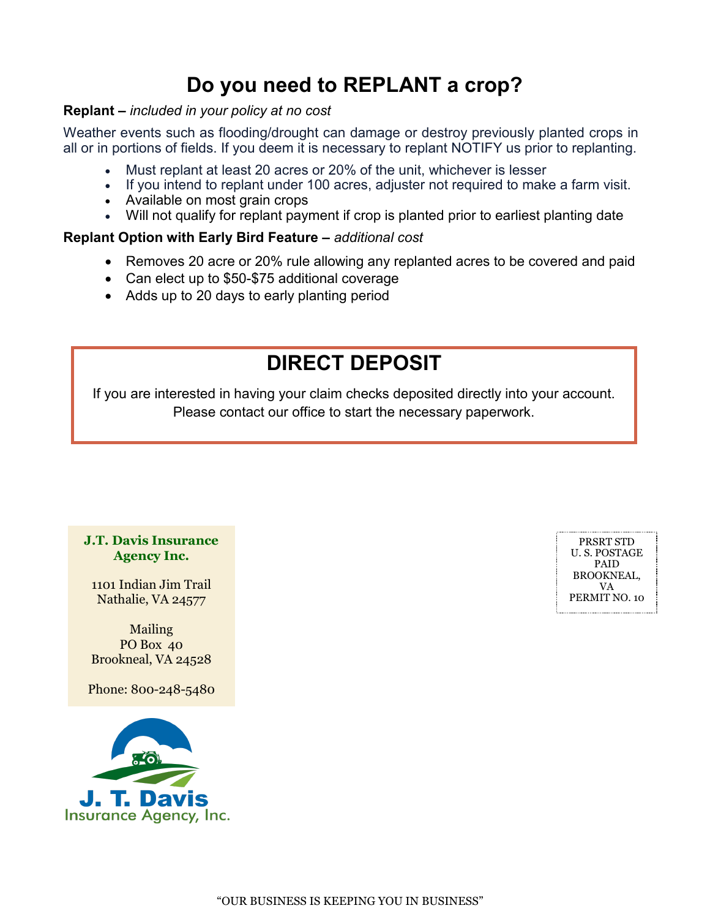# Do you need to REPLANT a crop?

**Replant –** *included in your policy at no cost*

Weather events such as flooding/drought can damage or destroy previously planted crops in all or in portions of fields. If you deem it is necessary to replant NOTIFY us prior to replanting.

- Must replant at least 20 acres or 20% of the unit, whichever is lesser
- If you intend to replant under 100 acres, adjuster not required to make a farm visit.
- Available on most grain crops
- Will not qualify for replant payment if crop is planted prior to earliest planting date

**Replant Option with Early Bird Feature –** *additional cost*

- Removes 20 acre or 20% rule allowing any replanted acres to be covered and paid
- Can elect up to $50-$75 additional coverage
- Adds up to 20 days to early planting period

## DIRECT DEPOSIT

If you are interested in having your claim checks deposited directly into your account. Please contact our office to start the necessary paperwork.

**J.T. Davis Insurance Agency Inc.**

1101 Indian Jim Trail
Nathalie, VA 24577

Mailing
PO Box 40
Brookneal, VA 24528

Phone: 800-248-5480

PRSRT STD
U. S. POSTAGE
PAID
BROOKNEAL, VA
PERMIT NO. 10

J. T. Davis
Insurance Agency, Inc.

"OUR BUSINESS IS KEEPING YOU IN BUSINESS"